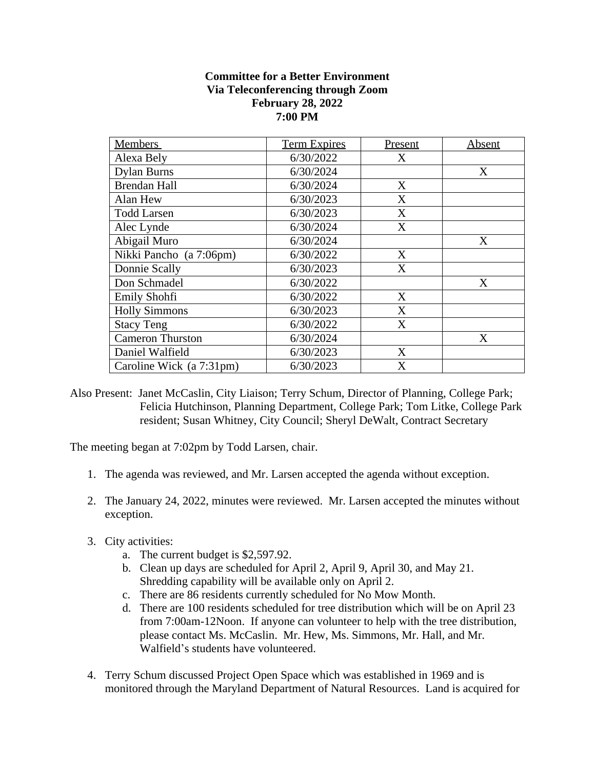**Committee for a Better Environment**
**Via Teleconferencing through Zoom**
**February 28, 2022**
**7:00 PM**

| Members | Term Expires | Present | Absent |
|---|---|---|---|
| Alexa Bely | 6/30/2022 | X | |
| Dylan Burns | 6/30/2024 | | X |
| Brendan Hall | 6/30/2024 | X | |
| Alan Hew | 6/30/2023 | X | |
| Todd Larsen | 6/30/2023 | X | |
| Alec Lynde | 6/30/2024 | X | |
| Abigail Muro | 6/30/2024 | | X |
| Nikki Pancho (a 7:06pm) | 6/30/2022 | X | |
| Donnie Scally | 6/30/2023 | X | |
| Don Schmadel | 6/30/2022 | | X |
| Emily Shohfi | 6/30/2022 | X | |
| Holly Simmons | 6/30/2023 | X | |
| Stacy Teng | 6/30/2022 | X | |
| Cameron Thurston | 6/30/2024 | | X |
| Daniel Walfield | 6/30/2023 | X | |
| Caroline Wick (a 7:31pm) | 6/30/2023 | X | |

Also Present: Janet McCaslin, City Liaison; Terry Schum, Director of Planning, College Park; Felicia Hutchinson, Planning Department, College Park; Tom Litke, College Park resident; Susan Whitney, City Council; Sheryl DeWalt, Contract Secretary

The meeting began at 7:02pm by Todd Larsen, chair.

1. The agenda was reviewed, and Mr. Larsen accepted the agenda without exception.

2. The January 24, 2022, minutes were reviewed. Mr. Larsen accepted the minutes without exception.

3. City activities:
   a. The current budget is $2,597.92.
   b. Clean up days are scheduled for April 2, April 9, April 30, and May 21. Shredding capability will be available only on April 2.
   c. There are 86 residents currently scheduled for No Mow Month.
   d. There are 100 residents scheduled for tree distribution which will be on April 23 from 7:00am-12Noon. If anyone can volunteer to help with the tree distribution, please contact Ms. McCaslin. Mr. Hew, Ms. Simmons, Mr. Hall, and Mr. Walfield's students have volunteered.

4. Terry Schum discussed Project Open Space which was established in 1969 and is monitored through the Maryland Department of Natural Resources. Land is acquired for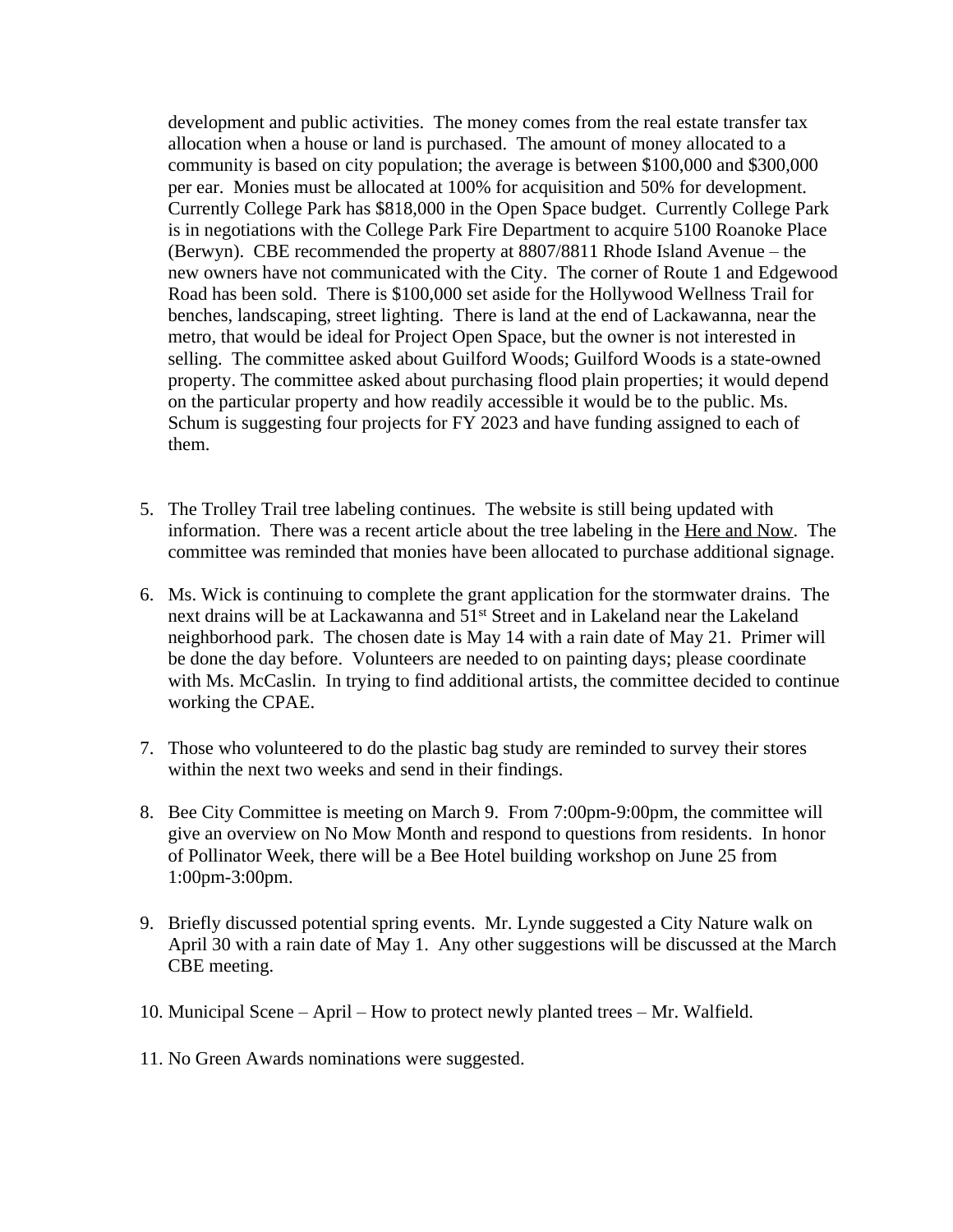development and public activities. The money comes from the real estate transfer tax allocation when a house or land is purchased. The amount of money allocated to a community is based on city population; the average is between $100,000 and $300,000 per ear. Monies must be allocated at 100% for acquisition and 50% for development. Currently College Park has $818,000 in the Open Space budget. Currently College Park is in negotiations with the College Park Fire Department to acquire 5100 Roanoke Place (Berwyn). CBE recommended the property at 8807/8811 Rhode Island Avenue – the new owners have not communicated with the City. The corner of Route 1 and Edgewood Road has been sold. There is $100,000 set aside for the Hollywood Wellness Trail for benches, landscaping, street lighting. There is land at the end of Lackawanna, near the metro, that would be ideal for Project Open Space, but the owner is not interested in selling. The committee asked about Guilford Woods; Guilford Woods is a state-owned property. The committee asked about purchasing flood plain properties; it would depend on the particular property and how readily accessible it would be to the public. Ms. Schum is suggesting four projects for FY 2023 and have funding assigned to each of them.

5. The Trolley Trail tree labeling continues. The website is still being updated with information. There was a recent article about the tree labeling in the Here and Now. The committee was reminded that monies have been allocated to purchase additional signage.

6. Ms. Wick is continuing to complete the grant application for the stormwater drains. The next drains will be at Lackawanna and 51st Street and in Lakeland near the Lakeland neighborhood park. The chosen date is May 14 with a rain date of May 21. Primer will be done the day before. Volunteers are needed to on painting days; please coordinate with Ms. McCaslin. In trying to find additional artists, the committee decided to continue working the CPAE.

7. Those who volunteered to do the plastic bag study are reminded to survey their stores within the next two weeks and send in their findings.

8. Bee City Committee is meeting on March 9. From 7:00pm-9:00pm, the committee will give an overview on No Mow Month and respond to questions from residents. In honor of Pollinator Week, there will be a Bee Hotel building workshop on June 25 from 1:00pm-3:00pm.

9. Briefly discussed potential spring events. Mr. Lynde suggested a City Nature walk on April 30 with a rain date of May 1. Any other suggestions will be discussed at the March CBE meeting.

10. Municipal Scene – April – How to protect newly planted trees – Mr. Walfield.

11. No Green Awards nominations were suggested.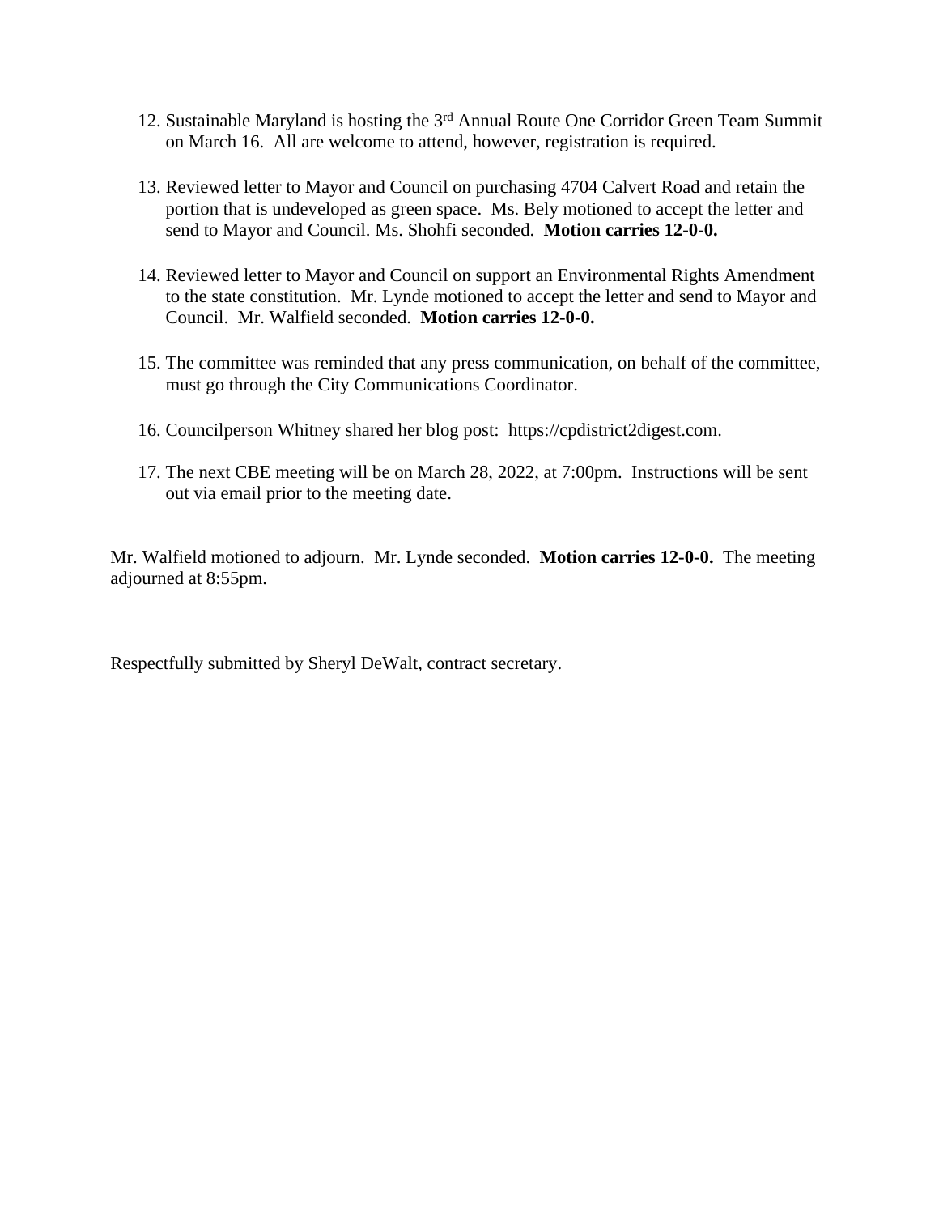12. Sustainable Maryland is hosting the 3rd Annual Route One Corridor Green Team Summit on March 16. All are welcome to attend, however, registration is required.

13. Reviewed letter to Mayor and Council on purchasing 4704 Calvert Road and retain the portion that is undeveloped as green space. Ms. Bely motioned to accept the letter and send to Mayor and Council. Ms. Shohfi seconded. **Motion carries 12-0-0.**

14. Reviewed letter to Mayor and Council on support an Environmental Rights Amendment to the state constitution. Mr. Lynde motioned to accept the letter and send to Mayor and Council. Mr. Walfield seconded. **Motion carries 12-0-0.**

15. The committee was reminded that any press communication, on behalf of the committee, must go through the City Communications Coordinator.

16. Councilperson Whitney shared her blog post: https://cpdistrict2digest.com.

17. The next CBE meeting will be on March 28, 2022, at 7:00pm. Instructions will be sent out via email prior to the meeting date.

Mr. Walfield motioned to adjourn. Mr. Lynde seconded. **Motion carries 12-0-0.** The meeting adjourned at 8:55pm.

Respectfully submitted by Sheryl DeWalt, contract secretary.